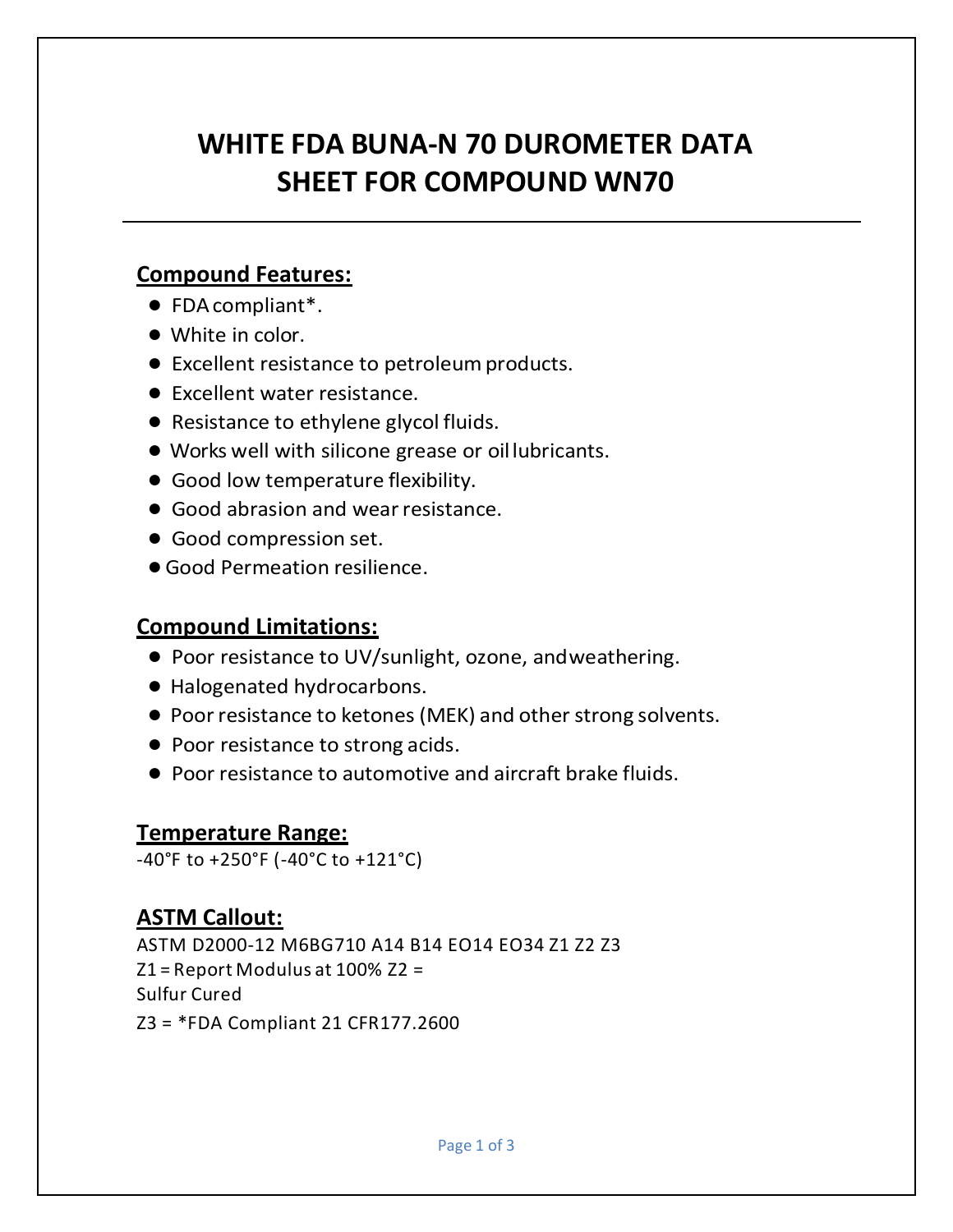# WHITE FDA BUNA-N 70 DUROMETER DATA SHEET FOR COMPOUND WN70

## Compound Features:

- FDA compliant*.
- White in color.
- Excellent resistance to petroleum products.
- Excellent water resistance.
- Resistance to ethylene glycol fluids.
- Works well with silicone grease or oil lubricants.
- Good low temperature flexibility.
- Good abrasion and wear resistance.
- Good compression set.
- Good Permeation resilience.

## Compound Limitations:

- Poor resistance to UV/sunlight, ozone, and weathering.
- Halogenated hydrocarbons.
- Poor resistance to ketones (MEK) and other strong solvents.
- Poor resistance to strong acids.
- Poor resistance to automotive and aircraft brake fluids.

## Temperature Range:

-40°F to +250°F (-40°C to +121°C)

## ASTM Callout:

ASTM D2000-12 M6BG710 A14 B14 EO14 EO34 Z1 Z2 Z3
Z1 = Report Modulus at 100% Z2 =
Sulfur Cured
Z3 = *FDA Compliant 21 CFR177.2600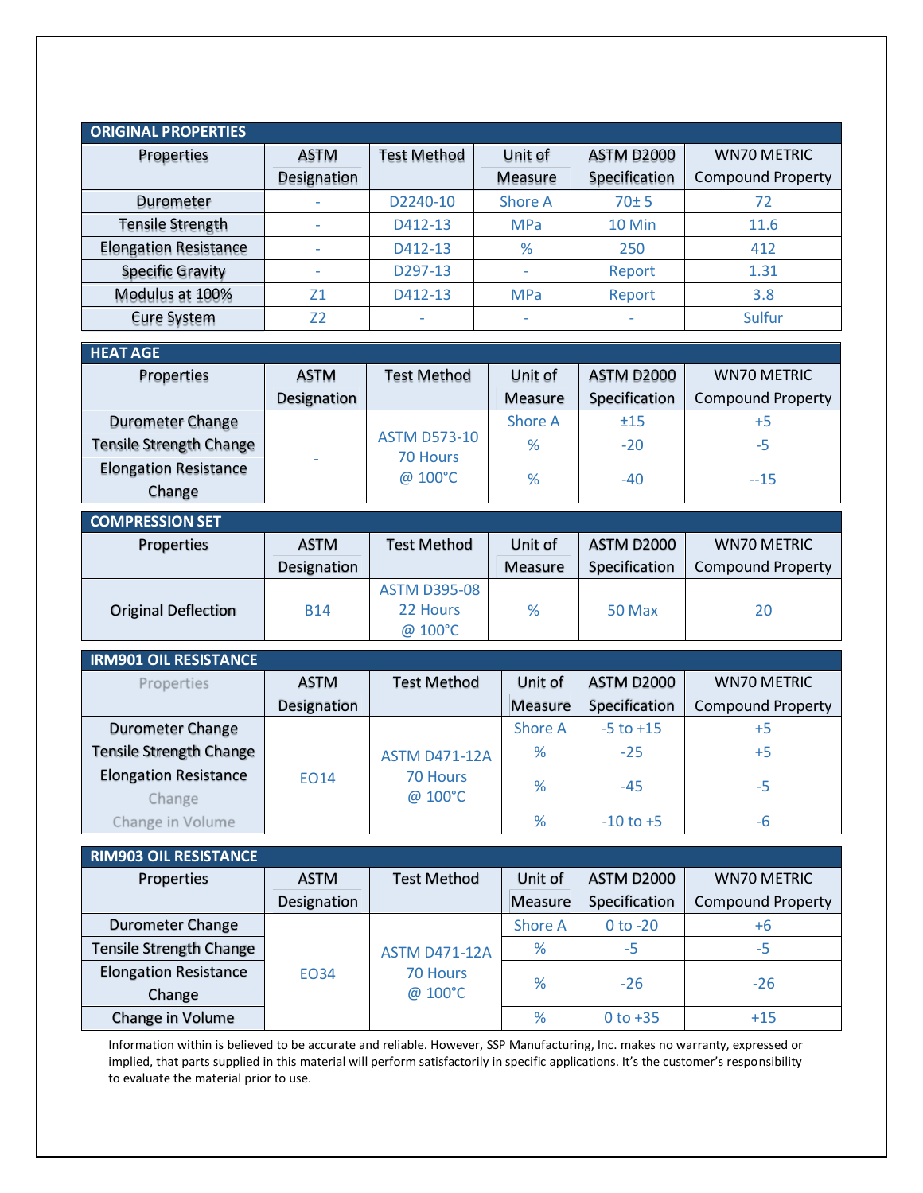## ORIGINAL PROPERTIES

| Properties | ASTM Designation | Test Method | Unit of Measure | ASTM D2000 Specification | WN70 METRIC Compound Property |
|---|---|---|---|---|---|
| Durometer | - | D2240-10 | Shore A | 70± 5 | 72 |
| Tensile Strength | - | D412-13 | MPa | 10 Min | 11.6 |
| Elongation Resistance | - | D412-13 | % | 250 | 412 |
| Specific Gravity | - | D297-13 | - | Report | 1.31 |
| Modulus at 100% | Z1 | D412-13 | MPa | Report | 3.8 |
| Cure System | Z2 | - | - | - | Sulfur |

## HEAT AGE

| Properties | ASTM Designation | Test Method | Unit of Measure | ASTM D2000 Specification | WN70 METRIC Compound Property |
|---|---|---|---|---|---|
| Durometer Change | - | ASTM D573-10 70 Hours @ 100°C | Shore A | ±15 | +5 |
| Tensile Strength Change | | | % | -20 | -5 |
| Elongation Resistance Change | | | % | -40 | --15 |

## COMPRESSION SET

| Properties | ASTM Designation | Test Method | Unit of Measure | ASTM D2000 Specification | WN70 METRIC Compound Property |
|---|---|---|---|---|---|
| Original Deflection | B14 | ASTM D395-08 22 Hours @ 100°C | % | 50 Max | 20 |

## IRM901 OIL RESISTANCE

| Properties | ASTM Designation | Test Method | Unit of Measure | ASTM D2000 Specification | WN70 METRIC Compound Property |
|---|---|---|---|---|---|
| Durometer Change | EO14 | ASTM D471-12A 70 Hours @ 100°C | Shore A | -5 to +15 | +5 |
| Tensile Strength Change | | | % | -25 | +5 |
| Elongation Resistance Change | | | % | -45 | -5 |
| Change in Volume | | | % | -10 to +5 | -6 |

## RIM903 OIL RESISTANCE

| Properties | ASTM Designation | Test Method | Unit of Measure | ASTM D2000 Specification | WN70 METRIC Compound Property |
|---|---|---|---|---|---|
| Durometer Change | EO34 | ASTM D471-12A 70 Hours @ 100°C | Shore A | 0 to -20 | +6 |
| Tensile Strength Change | | | % | -5 | -5 |
| Elongation Resistance Change | | | % | -26 | -26 |
| Change in Volume | | | % | 0 to +35 | +15 |

Information within is believed to be accurate and reliable. However, SSP Manufacturing, Inc. makes no warranty, expressed or implied, that parts supplied in this material will perform satisfactorily in specific applications. It's the customer's responsibility to evaluate the material prior to use.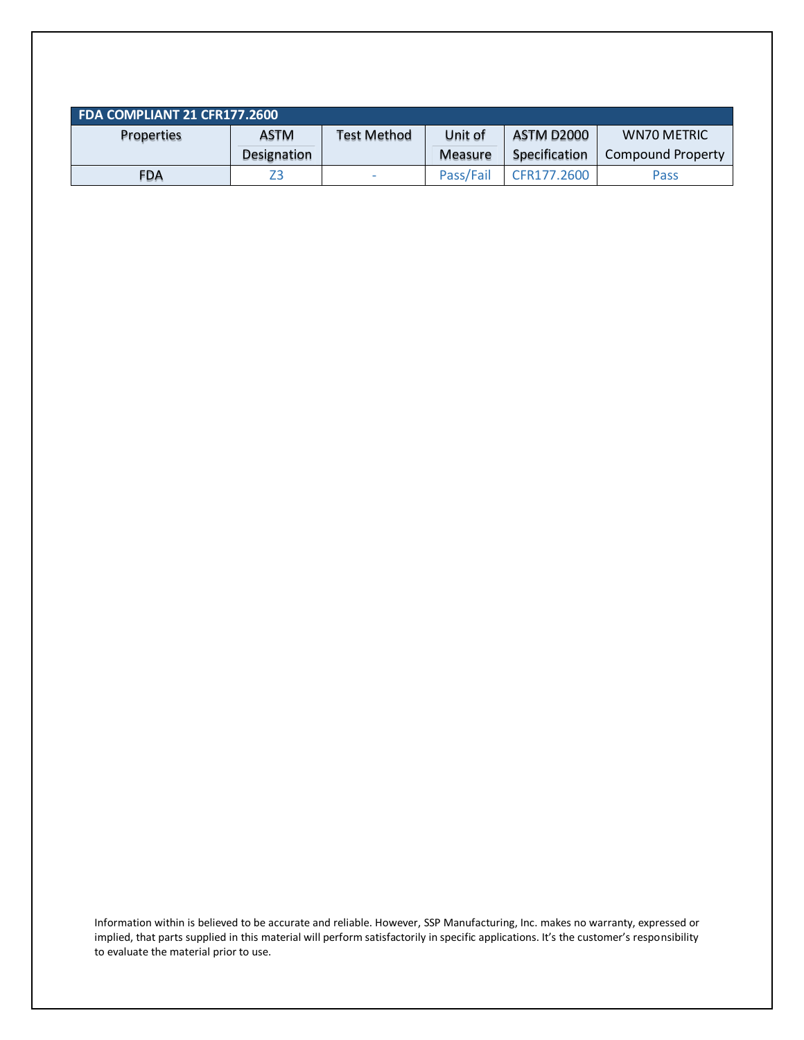| FDA COMPLIANT 21 CFR177.2600 | | | | | |
|---|---|---|---|---|---|
| Properties | ASTM Designation | Test Method | Unit of Measure | ASTM D2000 Specification | WN70 METRIC Compound Property |
| FDA | Z3 | - | Pass/Fail | CFR177.2600 | Pass |

Information within is believed to be accurate and reliable. However, SSP Manufacturing, Inc. makes no warranty, expressed or implied, that parts supplied in this material will perform satisfactorily in specific applications. It's the customer's responsibility to evaluate the material prior to use.